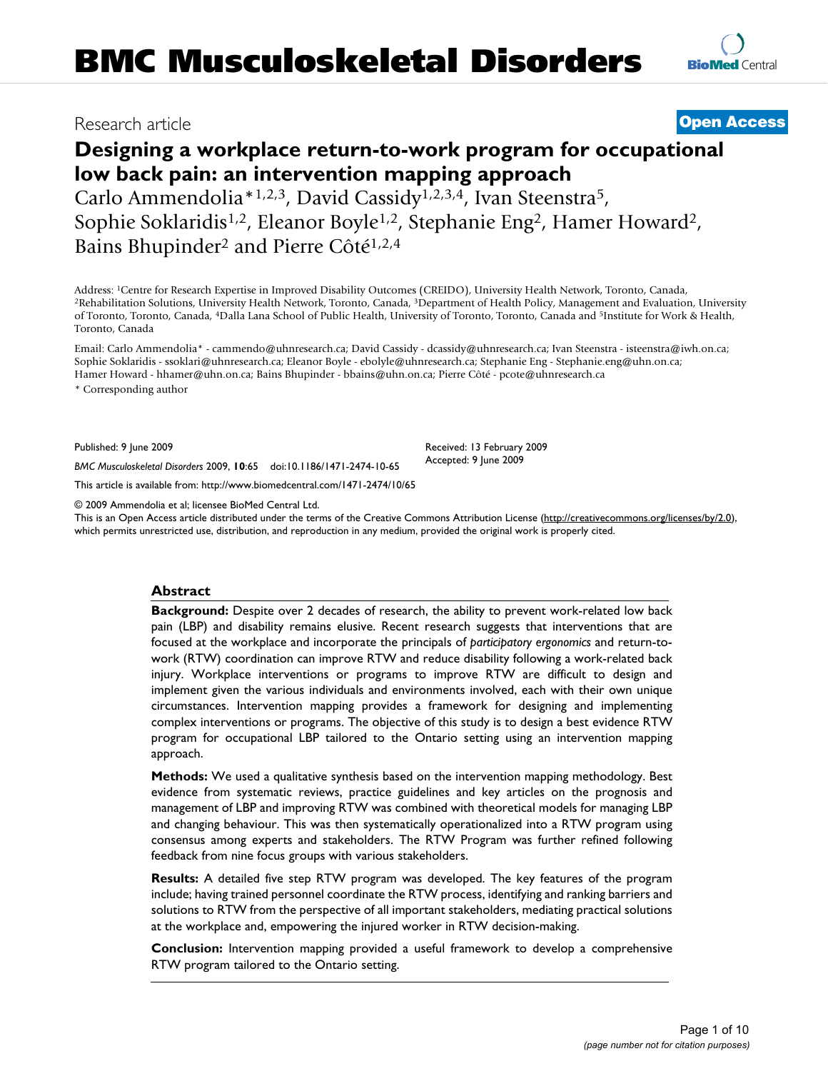Research article

**Open Access**

# Designing a workplace return-to-work program for occupational low back pain: an intervention mapping approach

Carlo Ammendolia*[1,2,3], David Cassidy[1,2,3,4], Ivan Steenstra[5], Sophie Soklaridis[1,2], Eleanor Boyle[1,2], Stephanie Eng[2], Hamer Howard[2], Bains Bhupinder[2] and Pierre Côté[1,2,4]

Address: [1]Centre for Research Expertise in Improved Disability Outcomes (CREIDO), University Health Network, Toronto, Canada, [2]Rehabilitation Solutions, University Health Network, Toronto, Canada, [3]Department of Health Policy, Management and Evaluation, University of Toronto, Toronto, Canada, [4]Dalla Lana School of Public Health, University of Toronto, Toronto, Canada and [5]Institute for Work & Health, Toronto, Canada

Email: Carlo Ammendolia* - cammendo@uhnresearch.ca; David Cassidy - dcassidy@uhnresearch.ca; Ivan Steenstra - isteenstra@iwh.on.ca; Sophie Soklaridis - ssoklari@uhnresearch.ca; Eleanor Boyle - ebolyle@uhnresearch.ca; Stephanie Eng - Stephanie.eng@uhn.on.ca; Hamer Howard - hhamer@uhn.on.ca; Bains Bhupinder - bbains@uhn.on.ca; Pierre Côté - pcote@uhnresearch.ca

* Corresponding author

Published: 9 June 2009

*BMC Musculoskeletal Disorders* 2009, **10**:65 doi:10.1186/1471-2474-10-65

Received: 13 February 2009
Accepted: 9 June 2009

This article is available from: http://www.biomedcentral.com/1471-2474/10/65

© 2009 Ammendolia et al; licensee BioMed Central Ltd.
This is an Open Access article distributed under the terms of the Creative Commons Attribution License (http://creativecommons.org/licenses/by/2.0), which permits unrestricted use, distribution, and reproduction in any medium, provided the original work is properly cited.

## Abstract

**Background:** Despite over 2 decades of research, the ability to prevent work-related low back pain (LBP) and disability remains elusive. Recent research suggests that interventions that are focused at the workplace and incorporate the principals of *participatory ergonomics* and return-to-work (RTW) coordination can improve RTW and reduce disability following a work-related back injury. Workplace interventions or programs to improve RTW are difficult to design and implement given the various individuals and environments involved, each with their own unique circumstances. Intervention mapping provides a framework for designing and implementing complex interventions or programs. The objective of this study is to design a best evidence RTW program for occupational LBP tailored to the Ontario setting using an intervention mapping approach.

**Methods:** We used a qualitative synthesis based on the intervention mapping methodology. Best evidence from systematic reviews, practice guidelines and key articles on the prognosis and management of LBP and improving RTW was combined with theoretical models for managing LBP and changing behaviour. This was then systematically operationalized into a RTW program using consensus among experts and stakeholders. The RTW Program was further refined following feedback from nine focus groups with various stakeholders.

**Results:** A detailed five step RTW program was developed. The key features of the program include; having trained personnel coordinate the RTW process, identifying and ranking barriers and solutions to RTW from the perspective of all important stakeholders, mediating practical solutions at the workplace and, empowering the injured worker in RTW decision-making.

**Conclusion:** Intervention mapping provided a useful framework to develop a comprehensive RTW program tailored to the Ontario setting.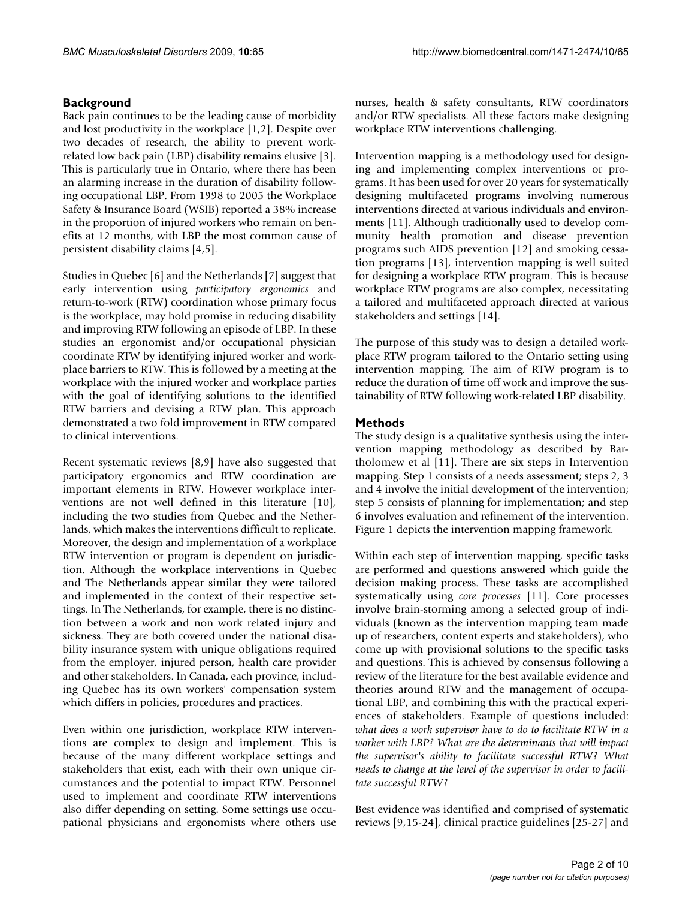## Background

Back pain continues to be the leading cause of morbidity and lost productivity in the workplace [1,2]. Despite over two decades of research, the ability to prevent work-related low back pain (LBP) disability remains elusive [3]. This is particularly true in Ontario, where there has been an alarming increase in the duration of disability following occupational LBP. From 1998 to 2005 the Workplace Safety & Insurance Board (WSIB) reported a 38% increase in the proportion of injured workers who remain on benefits at 12 months, with LBP the most common cause of persistent disability claims [4,5].

Studies in Quebec [6] and the Netherlands [7] suggest that early intervention using *participatory ergonomics* and return-to-work (RTW) coordination whose primary focus is the workplace, may hold promise in reducing disability and improving RTW following an episode of LBP. In these studies an ergonomist and/or occupational physician coordinate RTW by identifying injured worker and workplace barriers to RTW. This is followed by a meeting at the workplace with the injured worker and workplace parties with the goal of identifying solutions to the identified RTW barriers and devising a RTW plan. This approach demonstrated a two fold improvement in RTW compared to clinical interventions.

Recent systematic reviews [8,9] have also suggested that participatory ergonomics and RTW coordination are important elements in RTW. However workplace interventions are not well defined in this literature [10], including the two studies from Quebec and the Netherlands, which makes the interventions difficult to replicate. Moreover, the design and implementation of a workplace RTW intervention or program is dependent on jurisdiction. Although the workplace interventions in Quebec and The Netherlands appear similar they were tailored and implemented in the context of their respective settings. In The Netherlands, for example, there is no distinction between a work and non work related injury and sickness. They are both covered under the national disability insurance system with unique obligations required from the employer, injured person, health care provider and other stakeholders. In Canada, each province, including Quebec has its own workers' compensation system which differs in policies, procedures and practices.

Even within one jurisdiction, workplace RTW interventions are complex to design and implement. This is because of the many different workplace settings and stakeholders that exist, each with their own unique circumstances and the potential to impact RTW. Personnel used to implement and coordinate RTW interventions also differ depending on setting. Some settings use occupational physicians and ergonomists where others use nurses, health & safety consultants, RTW coordinators and/or RTW specialists. All these factors make designing workplace RTW interventions challenging.

Intervention mapping is a methodology used for designing and implementing complex interventions or programs. It has been used for over 20 years for systematically designing multifaceted programs involving numerous interventions directed at various individuals and environments [11]. Although traditionally used to develop community health promotion and disease prevention programs such AIDS prevention [12] and smoking cessation programs [13], intervention mapping is well suited for designing a workplace RTW program. This is because workplace RTW programs are also complex, necessitating a tailored and multifaceted approach directed at various stakeholders and settings [14].

The purpose of this study was to design a detailed workplace RTW program tailored to the Ontario setting using intervention mapping. The aim of RTW program is to reduce the duration of time off work and improve the sustainability of RTW following work-related LBP disability.

## Methods

The study design is a qualitative synthesis using the intervention mapping methodology as described by Bartholomew et al [11]. There are six steps in Intervention mapping. Step 1 consists of a needs assessment; steps 2, 3 and 4 involve the initial development of the intervention; step 5 consists of planning for implementation; and step 6 involves evaluation and refinement of the intervention. Figure 1 depicts the intervention mapping framework.

Within each step of intervention mapping, specific tasks are performed and questions answered which guide the decision making process. These tasks are accomplished systematically using *core processes* [11]. Core processes involve brain-storming among a selected group of individuals (known as the intervention mapping team made up of researchers, content experts and stakeholders), who come up with provisional solutions to the specific tasks and questions. This is achieved by consensus following a review of the literature for the best available evidence and theories around RTW and the management of occupational LBP, and combining this with the practical experiences of stakeholders. Example of questions included: *what does a work supervisor have to do to facilitate RTW in a worker with LBP? What are the determinants that will impact the supervisor's ability to facilitate successful RTW? What needs to change at the level of the supervisor in order to facilitate successful RTW?*

Best evidence was identified and comprised of systematic reviews [9,15-24], clinical practice guidelines [25-27] and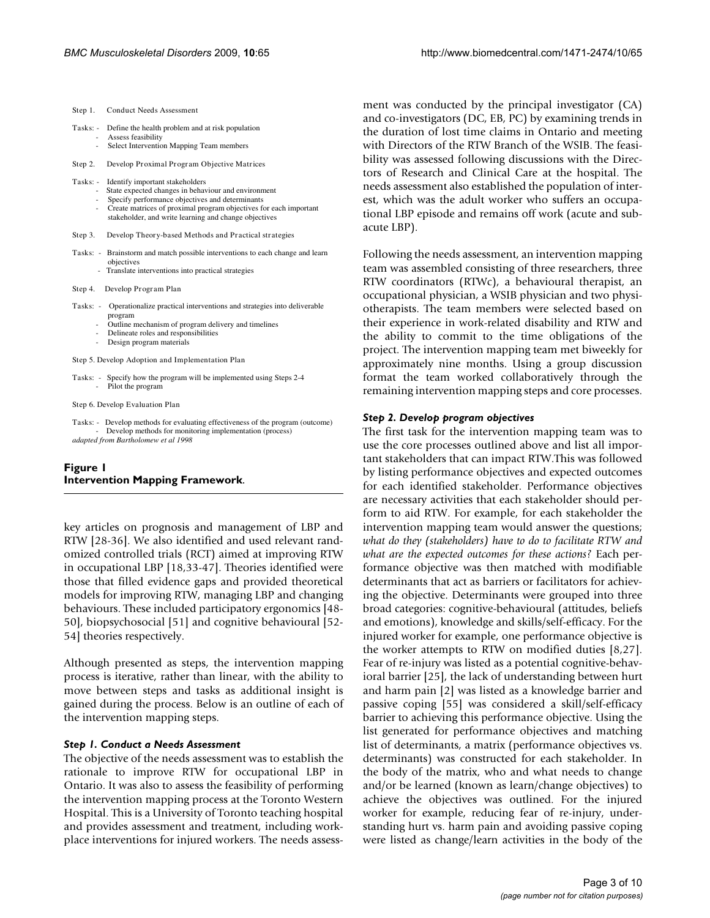Step 1. Conduct Needs Assessment

Tasks:
- Define the health problem and at risk population
- Assess feasibility
- Select Intervention Mapping Team members

Step 2. Develop Proximal Program Objective Matrices

Tasks:
- Identify important stakeholders
- State expected changes in behaviour and environment
- Specify performance objectives and determinants
- Create matrices of proximal program objectives for each important stakeholder, and write learning and change objectives

Step 3. Develop Theory-based Methods and Practical strategies

Tasks:
- Brainstorm and match possible interventions to each change and learn objectives
- Translate interventions into practical strategies

Step 4. Develop Program Plan

Tasks:
- Operationalize practical interventions and strategies into deliverable program
- Outline mechanism of program delivery and timelines
- Delineate roles and responsibilities
- Design program materials

Step 5. Develop Adoption and Implementation Plan

Tasks:
- Specify how the program will be implemented using Steps 2-4
- Pilot the program

Step 6. Develop Evaluation Plan

Tasks:
- Develop methods for evaluating effectiveness of the program (outcome)
- Develop methods for monitoring implementation (process)

*adapted from Bartholomew et al 1998*

**Figure 1**
**Intervention Mapping Framework.**

key articles on prognosis and management of LBP and RTW [28-36]. We also identified and used relevant randomized controlled trials (RCT) aimed at improving RTW in occupational LBP [18,33-47]. Theories identified were those that filled evidence gaps and provided theoretical models for improving RTW, managing LBP and changing behaviours. These included participatory ergonomics [48-50], biopsychosocial [51] and cognitive behavioural [52-54] theories respectively.

Although presented as steps, the intervention mapping process is iterative, rather than linear, with the ability to move between steps and tasks as additional insight is gained during the process. Below is an outline of each of the intervention mapping steps.

### *Step 1. Conduct a Needs Assessment*

The objective of the needs assessment was to establish the rationale to improve RTW for occupational LBP in Ontario. It was also to assess the feasibility of performing the intervention mapping process at the Toronto Western Hospital. This is a University of Toronto teaching hospital and provides assessment and treatment, including workplace interventions for injured workers. The needs assessment was conducted by the principal investigator (CA) and co-investigators (DC, EB, PC) by examining trends in the duration of lost time claims in Ontario and meeting with Directors of the RTW Branch of the WSIB. The feasibility was assessed following discussions with the Directors of Research and Clinical Care at the hospital. The needs assessment also established the population of interest, which was the adult worker who suffers an occupational LBP episode and remains off work (acute and sub-acute LBP).

Following the needs assessment, an intervention mapping team was assembled consisting of three researchers, three RTW coordinators (RTWc), a behavioural therapist, an occupational physician, a WSIB physician and two physiotherapists. The team members were selected based on their experience in work-related disability and RTW and the ability to commit to the time obligations of the project. The intervention mapping team met biweekly for approximately nine months. Using a group discussion format the team worked collaboratively through the remaining intervention mapping steps and core processes.

### *Step 2. Develop program objectives*

The first task for the intervention mapping team was to use the core processes outlined above and list all important stakeholders that can impact RTW.This was followed by listing performance objectives and expected outcomes for each identified stakeholder. Performance objectives are necessary activities that each stakeholder should perform to aid RTW. For example, for each stakeholder the intervention mapping team would answer the questions; *what do they (stakeholders) have to do to facilitate RTW and what are the expected outcomes for these actions?* Each performance objective was then matched with modifiable determinants that act as barriers or facilitators for achieving the objective. Determinants were grouped into three broad categories: cognitive-behavioural (attitudes, beliefs and emotions), knowledge and skills/self-efficacy. For the injured worker for example, one performance objective is the worker attempts to RTW on modified duties [8,27]. Fear of re-injury was listed as a potential cognitive-behavioral barrier [25], the lack of understanding between hurt and harm pain [2] was listed as a knowledge barrier and passive coping [55] was considered a skill/self-efficacy barrier to achieving this performance objective. Using the list generated for performance objectives and matching list of determinants, a matrix (performance objectives vs. determinants) was constructed for each stakeholder. In the body of the matrix, who and what needs to change and/or be learned (known as learn/change objectives) to achieve the objectives was outlined. For the injured worker for example, reducing fear of re-injury, understanding hurt vs. harm pain and avoiding passive coping were listed as change/learn activities in the body of the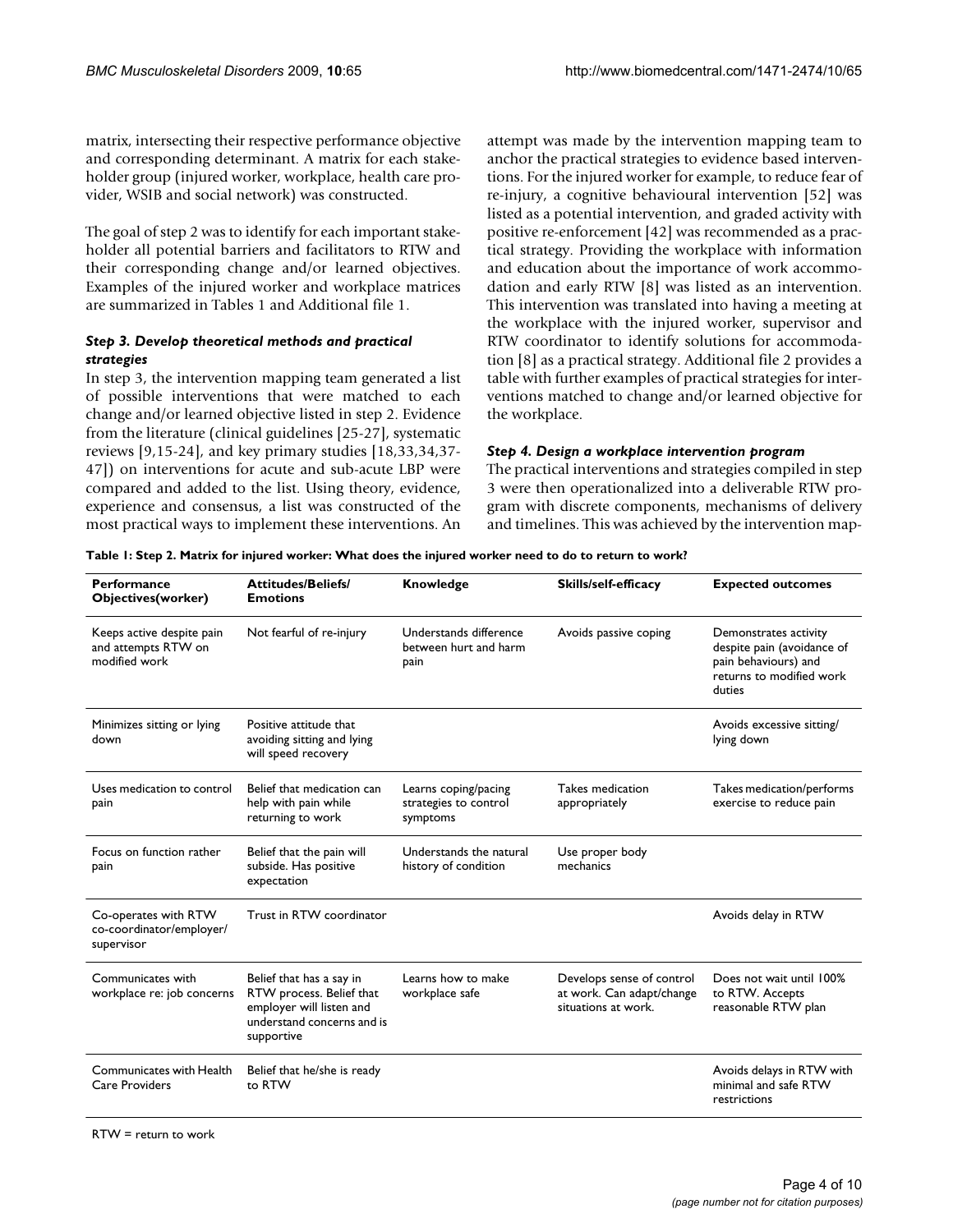matrix, intersecting their respective performance objective and corresponding determinant. A matrix for each stakeholder group (injured worker, workplace, health care provider, WSIB and social network) was constructed.

The goal of step 2 was to identify for each important stakeholder all potential barriers and facilitators to RTW and their corresponding change and/or learned objectives. Examples of the injured worker and workplace matrices are summarized in Tables 1 and Additional file 1.

### *Step 3. Develop theoretical methods and practical strategies*

In step 3, the intervention mapping team generated a list of possible interventions that were matched to each change and/or learned objective listed in step 2. Evidence from the literature (clinical guidelines [25-27], systematic reviews [9,15-24], and key primary studies [18,33,34,37-47]) on interventions for acute and sub-acute LBP were compared and added to the list. Using theory, evidence, experience and consensus, a list was constructed of the most practical ways to implement these interventions. An attempt was made by the intervention mapping team to anchor the practical strategies to evidence based interventions. For the injured worker for example, to reduce fear of re-injury, a cognitive behavioural intervention [52] was listed as a potential intervention, and graded activity with positive re-enforcement [42] was recommended as a practical strategy. Providing the workplace with information and education about the importance of work accommodation and early RTW [8] was listed as an intervention. This intervention was translated into having a meeting at the workplace with the injured worker, supervisor and RTW coordinator to identify solutions for accommodation [8] as a practical strategy. Additional file 2 provides a table with further examples of practical strategies for interventions matched to change and/or learned objective for the workplace.

### *Step 4. Design a workplace intervention program*

The practical interventions and strategies compiled in step 3 were then operationalized into a deliverable RTW program with discrete components, mechanisms of delivery and timelines. This was achieved by the intervention map-

**Table 1: Step 2. Matrix for injured worker: What does the injured worker need to do to return to work?**

| Performance Objectives(worker) | Attitudes/Beliefs/ Emotions | Knowledge | Skills/self-efficacy | Expected outcomes |
|---|---|---|---|---|
| Keeps active despite pain and attempts RTW on modified work | Not fearful of re-injury | Understands difference between hurt and harm pain | Avoids passive coping | Demonstrates activity despite pain (avoidance of pain behaviours) and returns to modified work duties |
| Minimizes sitting or lying down | Positive attitude that avoiding sitting and lying will speed recovery | | | Avoids excessive sitting/ lying down |
| Uses medication to control pain | Belief that medication can help with pain while returning to work | Learns coping/pacing strategies to control symptoms | Takes medication appropriately | Takes medication/performs exercise to reduce pain |
| Focus on function rather pain | Belief that the pain will subside. Has positive expectation | Understands the natural history of condition | Use proper body mechanics | |
| Co-operates with RTW co-coordinator/employer/ supervisor | Trust in RTW coordinator | | | Avoids delay in RTW |
| Communicates with workplace re: job concerns | Belief that has a say in RTW process. Belief that employer will listen and understand concerns and is supportive | Learns how to make workplace safe | Develops sense of control at work. Can adapt/change situations at work. | Does not wait until 100% to RTW. Accepts reasonable RTW plan |
| Communicates with Health Care Providers | Belief that he/she is ready to RTW | | | Avoids delays in RTW with minimal and safe RTW restrictions |

RTW = return to work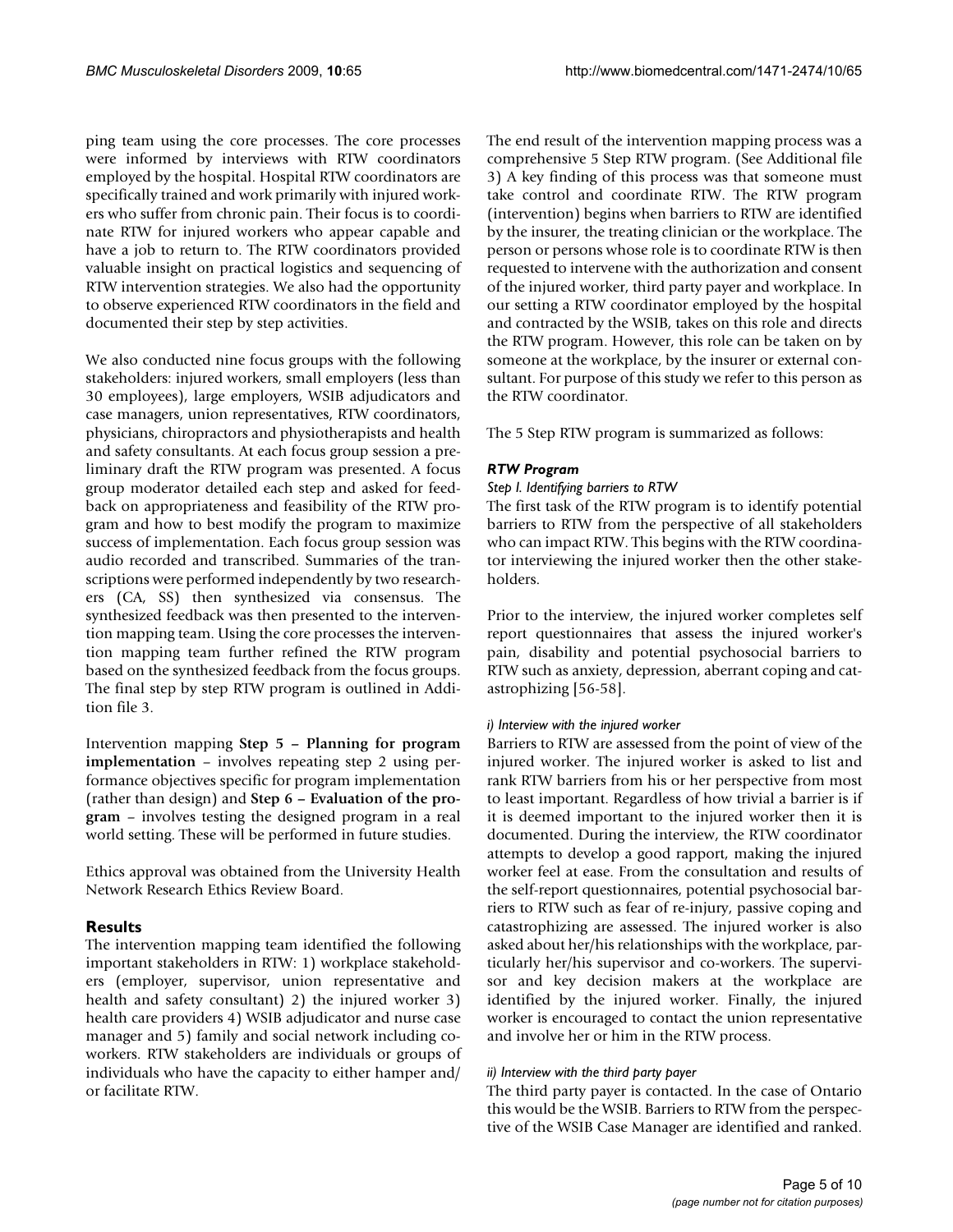ping team using the core processes. The core processes were informed by interviews with RTW coordinators employed by the hospital. Hospital RTW coordinators are specifically trained and work primarily with injured workers who suffer from chronic pain. Their focus is to coordinate RTW for injured workers who appear capable and have a job to return to. The RTW coordinators provided valuable insight on practical logistics and sequencing of RTW intervention strategies. We also had the opportunity to observe experienced RTW coordinators in the field and documented their step by step activities.

We also conducted nine focus groups with the following stakeholders: injured workers, small employers (less than 30 employees), large employers, WSIB adjudicators and case managers, union representatives, RTW coordinators, physicians, chiropractors and physiotherapists and health and safety consultants. At each focus group session a preliminary draft the RTW program was presented. A focus group moderator detailed each step and asked for feedback on appropriateness and feasibility of the RTW program and how to best modify the program to maximize success of implementation. Each focus group session was audio recorded and transcribed. Summaries of the transcriptions were performed independently by two researchers (CA, SS) then synthesized via consensus. The synthesized feedback was then presented to the intervention mapping team. Using the core processes the intervention mapping team further refined the RTW program based on the synthesized feedback from the focus groups. The final step by step RTW program is outlined in Addition file 3.

Intervention mapping **Step 5 – Planning for program implementation** – involves repeating step 2 using performance objectives specific for program implementation (rather than design) and **Step 6 – Evaluation of the program** – involves testing the designed program in a real world setting. These will be performed in future studies.

Ethics approval was obtained from the University Health Network Research Ethics Review Board.

## Results

The intervention mapping team identified the following important stakeholders in RTW: 1) workplace stakeholders (employer, supervisor, union representative and health and safety consultant) 2) the injured worker 3) health care providers 4) WSIB adjudicator and nurse case manager and 5) family and social network including co-workers. RTW stakeholders are individuals or groups of individuals who have the capacity to either hamper and/or facilitate RTW.

The end result of the intervention mapping process was a comprehensive 5 Step RTW program. (See Additional file 3) A key finding of this process was that someone must take control and coordinate RTW. The RTW program (intervention) begins when barriers to RTW are identified by the insurer, the treating clinician or the workplace. The person or persons whose role is to coordinate RTW is then requested to intervene with the authorization and consent of the injured worker, third party payer and workplace. In our setting a RTW coordinator employed by the hospital and contracted by the WSIB, takes on this role and directs the RTW program. However, this role can be taken on by someone at the workplace, by the insurer or external consultant. For purpose of this study we refer to this person as the RTW coordinator.

The 5 Step RTW program is summarized as follows:

### *RTW Program*

#### *Step I. Identifying barriers to RTW*

The first task of the RTW program is to identify potential barriers to RTW from the perspective of all stakeholders who can impact RTW. This begins with the RTW coordinator interviewing the injured worker then the other stakeholders.

Prior to the interview, the injured worker completes self report questionnaires that assess the injured worker's pain, disability and potential psychosocial barriers to RTW such as anxiety, depression, aberrant coping and catastrophizing [56-58].

#### *i) Interview with the injured worker*

Barriers to RTW are assessed from the point of view of the injured worker. The injured worker is asked to list and rank RTW barriers from his or her perspective from most to least important. Regardless of how trivial a barrier is if it is deemed important to the injured worker then it is documented. During the interview, the RTW coordinator attempts to develop a good rapport, making the injured worker feel at ease. From the consultation and results of the self-report questionnaires, potential psychosocial barriers to RTW such as fear of re-injury, passive coping and catastrophizing are assessed. The injured worker is also asked about her/his relationships with the workplace, particularly her/his supervisor and co-workers. The supervisor and key decision makers at the workplace are identified by the injured worker. Finally, the injured worker is encouraged to contact the union representative and involve her or him in the RTW process.

#### *ii) Interview with the third party payer*

The third party payer is contacted. In the case of Ontario this would be the WSIB. Barriers to RTW from the perspective of the WSIB Case Manager are identified and ranked.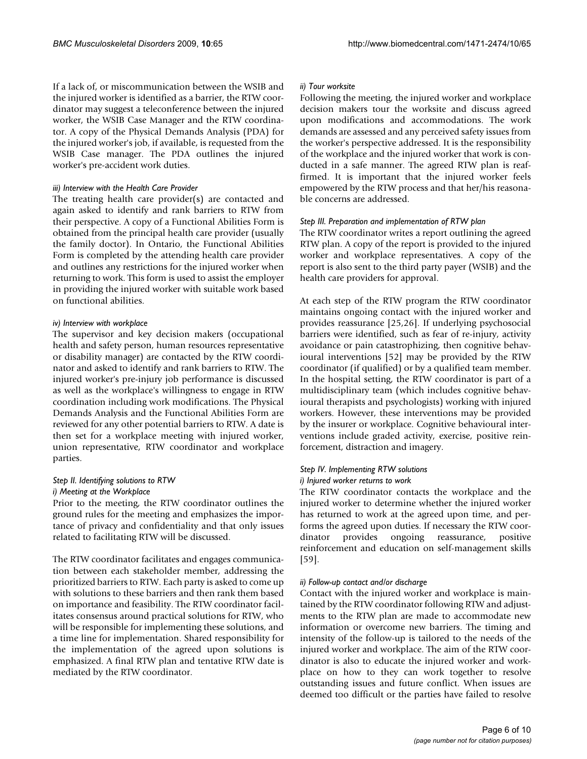If a lack of, or miscommunication between the WSIB and the injured worker is identified as a barrier, the RTW coordinator may suggest a teleconference between the injured worker, the WSIB Case Manager and the RTW coordinator. A copy of the Physical Demands Analysis (PDA) for the injured worker's job, if available, is requested from the WSIB Case manager. The PDA outlines the injured worker's pre-accident work duties.

*iii) Interview with the Health Care Provider*

The treating health care provider(s) are contacted and again asked to identify and rank barriers to RTW from their perspective. A copy of a Functional Abilities Form is obtained from the principal health care provider (usually the family doctor). In Ontario, the Functional Abilities Form is completed by the attending health care provider and outlines any restrictions for the injured worker when returning to work. This form is used to assist the employer in providing the injured worker with suitable work based on functional abilities.

*iv) Interview with workplace*

The supervisor and key decision makers (occupational health and safety person, human resources representative or disability manager) are contacted by the RTW coordinator and asked to identify and rank barriers to RTW. The injured worker's pre-injury job performance is discussed as well as the workplace's willingness to engage in RTW coordination including work modifications. The Physical Demands Analysis and the Functional Abilities Form are reviewed for any other potential barriers to RTW. A date is then set for a workplace meeting with injured worker, union representative, RTW coordinator and workplace parties.

*Step II. Identifying solutions to RTW*

*i) Meeting at the Workplace*

Prior to the meeting, the RTW coordinator outlines the ground rules for the meeting and emphasizes the importance of privacy and confidentiality and that only issues related to facilitating RTW will be discussed.

The RTW coordinator facilitates and engages communication between each stakeholder member, addressing the prioritized barriers to RTW. Each party is asked to come up with solutions to these barriers and then rank them based on importance and feasibility. The RTW coordinator facilitates consensus around practical solutions for RTW, who will be responsible for implementing these solutions, and a time line for implementation. Shared responsibility for the implementation of the agreed upon solutions is emphasized. A final RTW plan and tentative RTW date is mediated by the RTW coordinator.

*ii) Tour worksite*

Following the meeting, the injured worker and workplace decision makers tour the worksite and discuss agreed upon modifications and accommodations. The work demands are assessed and any perceived safety issues from the worker's perspective addressed. It is the responsibility of the workplace and the injured worker that work is conducted in a safe manner. The agreed RTW plan is reaffirmed. It is important that the injured worker feels empowered by the RTW process and that her/his reasonable concerns are addressed.

*Step III. Preparation and implementation of RTW plan*

The RTW coordinator writes a report outlining the agreed RTW plan. A copy of the report is provided to the injured worker and workplace representatives. A copy of the report is also sent to the third party payer (WSIB) and the health care providers for approval.

At each step of the RTW program the RTW coordinator maintains ongoing contact with the injured worker and provides reassurance [25,26]. If underlying psychosocial barriers were identified, such as fear of re-injury, activity avoidance or pain catastrophizing, then cognitive behavioural interventions [52] may be provided by the RTW coordinator (if qualified) or by a qualified team member. In the hospital setting, the RTW coordinator is part of a multidisciplinary team (which includes cognitive behavioural therapists and psychologists) working with injured workers. However, these interventions may be provided by the insurer or workplace. Cognitive behavioural interventions include graded activity, exercise, positive reinforcement, distraction and imagery.

*Step IV. Implementing RTW solutions*

*i) Injured worker returns to work*

The RTW coordinator contacts the workplace and the injured worker to determine whether the injured worker has returned to work at the agreed upon time, and performs the agreed upon duties. If necessary the RTW coordinator provides ongoing reassurance, positive reinforcement and education on self-management skills [59].

*ii) Follow-up contact and/or discharge*

Contact with the injured worker and workplace is maintained by the RTW coordinator following RTW and adjustments to the RTW plan are made to accommodate new information or overcome new barriers. The timing and intensity of the follow-up is tailored to the needs of the injured worker and workplace. The aim of the RTW coordinator is also to educate the injured worker and workplace on how to they can work together to resolve outstanding issues and future conflict. When issues are deemed too difficult or the parties have failed to resolve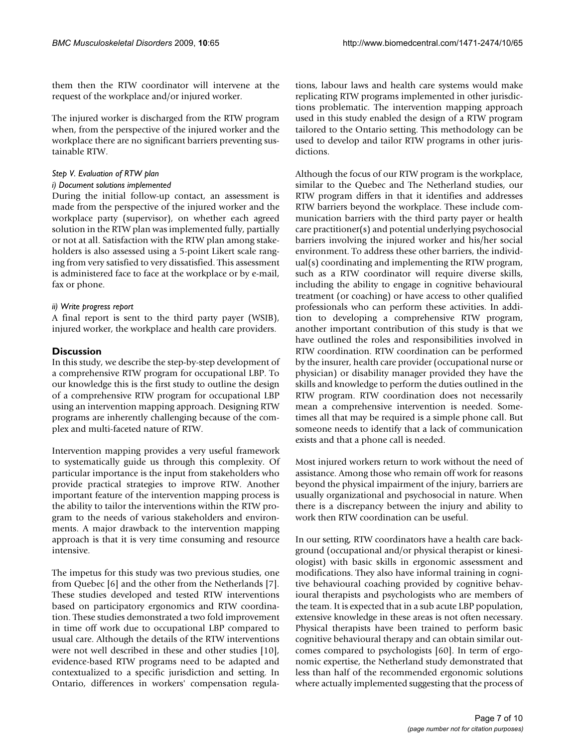them then the RTW coordinator will intervene at the request of the workplace and/or injured worker.

The injured worker is discharged from the RTW program when, from the perspective of the injured worker and the workplace there are no significant barriers preventing sustainable RTW.

#### *Step V. Evaluation of RTW plan*

##### *i) Document solutions implemented*

During the initial follow-up contact, an assessment is made from the perspective of the injured worker and the workplace party (supervisor), on whether each agreed solution in the RTW plan was implemented fully, partially or not at all. Satisfaction with the RTW plan among stakeholders is also assessed using a 5-point Likert scale ranging from very satisfied to very dissatisfied. This assessment is administered face to face at the workplace or by e-mail, fax or phone.

##### *ii) Write progress report*

A final report is sent to the third party payer (WSIB), injured worker, the workplace and health care providers.

## Discussion

In this study, we describe the step-by-step development of a comprehensive RTW program for occupational LBP. To our knowledge this is the first study to outline the design of a comprehensive RTW program for occupational LBP using an intervention mapping approach. Designing RTW programs are inherently challenging because of the complex and multi-faceted nature of RTW.

Intervention mapping provides a very useful framework to systematically guide us through this complexity. Of particular importance is the input from stakeholders who provide practical strategies to improve RTW. Another important feature of the intervention mapping process is the ability to tailor the interventions within the RTW program to the needs of various stakeholders and environments. A major drawback to the intervention mapping approach is that it is very time consuming and resource intensive.

The impetus for this study was two previous studies, one from Quebec [6] and the other from the Netherlands [7]. These studies developed and tested RTW interventions based on participatory ergonomics and RTW coordination. These studies demonstrated a two fold improvement in time off work due to occupational LBP compared to usual care. Although the details of the RTW interventions were not well described in these and other studies [10], evidence-based RTW programs need to be adapted and contextualized to a specific jurisdiction and setting. In Ontario, differences in workers' compensation regulations, labour laws and health care systems would make replicating RTW programs implemented in other jurisdictions problematic. The intervention mapping approach used in this study enabled the design of a RTW program tailored to the Ontario setting. This methodology can be used to develop and tailor RTW programs in other jurisdictions.

Although the focus of our RTW program is the workplace, similar to the Quebec and The Netherland studies, our RTW program differs in that it identifies and addresses RTW barriers beyond the workplace. These include communication barriers with the third party payer or health care practitioner(s) and potential underlying psychosocial barriers involving the injured worker and his/her social environment. To address these other barriers, the individual(s) coordinating and implementing the RTW program, such as a RTW coordinator will require diverse skills, including the ability to engage in cognitive behavioural treatment (or coaching) or have access to other qualified professionals who can perform these activities. In addition to developing a comprehensive RTW program, another important contribution of this study is that we have outlined the roles and responsibilities involved in RTW coordination. RTW coordination can be performed by the insurer, health care provider (occupational nurse or physician) or disability manager provided they have the skills and knowledge to perform the duties outlined in the RTW program. RTW coordination does not necessarily mean a comprehensive intervention is needed. Sometimes all that may be required is a simple phone call. But someone needs to identify that a lack of communication exists and that a phone call is needed.

Most injured workers return to work without the need of assistance. Among those who remain off work for reasons beyond the physical impairment of the injury, barriers are usually organizational and psychosocial in nature. When there is a discrepancy between the injury and ability to work then RTW coordination can be useful.

In our setting, RTW coordinators have a health care background (occupational and/or physical therapist or kinesiologist) with basic skills in ergonomic assessment and modifications. They also have informal training in cognitive behavioural coaching provided by cognitive behavioural therapists and psychologists who are members of the team. It is expected that in a sub acute LBP population, extensive knowledge in these areas is not often necessary. Physical therapists have been trained to perform basic cognitive behavioural therapy and can obtain similar outcomes compared to psychologists [60]. In term of ergonomic expertise, the Netherland study demonstrated that less than half of the recommended ergonomic solutions where actually implemented suggesting that the process of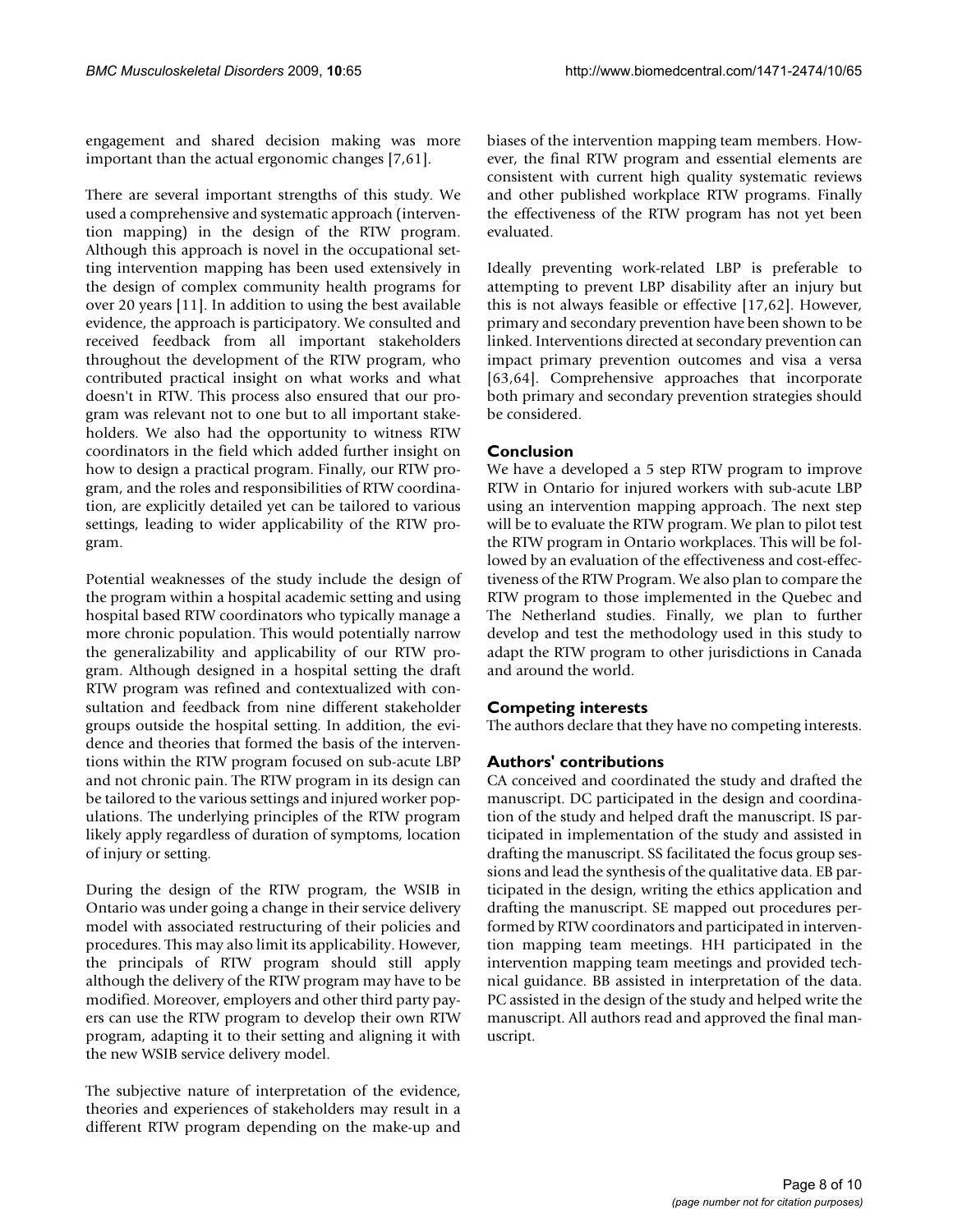engagement and shared decision making was more important than the actual ergonomic changes [7,61].

There are several important strengths of this study. We used a comprehensive and systematic approach (intervention mapping) in the design of the RTW program. Although this approach is novel in the occupational setting intervention mapping has been used extensively in the design of complex community health programs for over 20 years [11]. In addition to using the best available evidence, the approach is participatory. We consulted and received feedback from all important stakeholders throughout the development of the RTW program, who contributed practical insight on what works and what doesn't in RTW. This process also ensured that our program was relevant not to one but to all important stakeholders. We also had the opportunity to witness RTW coordinators in the field which added further insight on how to design a practical program. Finally, our RTW program, and the roles and responsibilities of RTW coordination, are explicitly detailed yet can be tailored to various settings, leading to wider applicability of the RTW program.

Potential weaknesses of the study include the design of the program within a hospital academic setting and using hospital based RTW coordinators who typically manage a more chronic population. This would potentially narrow the generalizability and applicability of our RTW program. Although designed in a hospital setting the draft RTW program was refined and contextualized with consultation and feedback from nine different stakeholder groups outside the hospital setting. In addition, the evidence and theories that formed the basis of the interventions within the RTW program focused on sub-acute LBP and not chronic pain. The RTW program in its design can be tailored to the various settings and injured worker populations. The underlying principles of the RTW program likely apply regardless of duration of symptoms, location of injury or setting.

During the design of the RTW program, the WSIB in Ontario was under going a change in their service delivery model with associated restructuring of their policies and procedures. This may also limit its applicability. However, the principals of RTW program should still apply although the delivery of the RTW program may have to be modified. Moreover, employers and other third party payers can use the RTW program to develop their own RTW program, adapting it to their setting and aligning it with the new WSIB service delivery model.

The subjective nature of interpretation of the evidence, theories and experiences of stakeholders may result in a different RTW program depending on the make-up and biases of the intervention mapping team members. However, the final RTW program and essential elements are consistent with current high quality systematic reviews and other published workplace RTW programs. Finally the effectiveness of the RTW program has not yet been evaluated.

Ideally preventing work-related LBP is preferable to attempting to prevent LBP disability after an injury but this is not always feasible or effective [17,62]. However, primary and secondary prevention have been shown to be linked. Interventions directed at secondary prevention can impact primary prevention outcomes and visa a versa [63,64]. Comprehensive approaches that incorporate both primary and secondary prevention strategies should be considered.

## Conclusion

We have a developed a 5 step RTW program to improve RTW in Ontario for injured workers with sub-acute LBP using an intervention mapping approach. The next step will be to evaluate the RTW program. We plan to pilot test the RTW program in Ontario workplaces. This will be followed by an evaluation of the effectiveness and cost-effectiveness of the RTW Program. We also plan to compare the RTW program to those implemented in the Quebec and The Netherland studies. Finally, we plan to further develop and test the methodology used in this study to adapt the RTW program to other jurisdictions in Canada and around the world.

## Competing interests

The authors declare that they have no competing interests.

## Authors' contributions

CA conceived and coordinated the study and drafted the manuscript. DC participated in the design and coordination of the study and helped draft the manuscript. IS participated in implementation of the study and assisted in drafting the manuscript. SS facilitated the focus group sessions and lead the synthesis of the qualitative data. EB participated in the design, writing the ethics application and drafting the manuscript. SE mapped out procedures performed by RTW coordinators and participated in intervention mapping team meetings. HH participated in the intervention mapping team meetings and provided technical guidance. BB assisted in interpretation of the data. PC assisted in the design of the study and helped write the manuscript. All authors read and approved the final manuscript.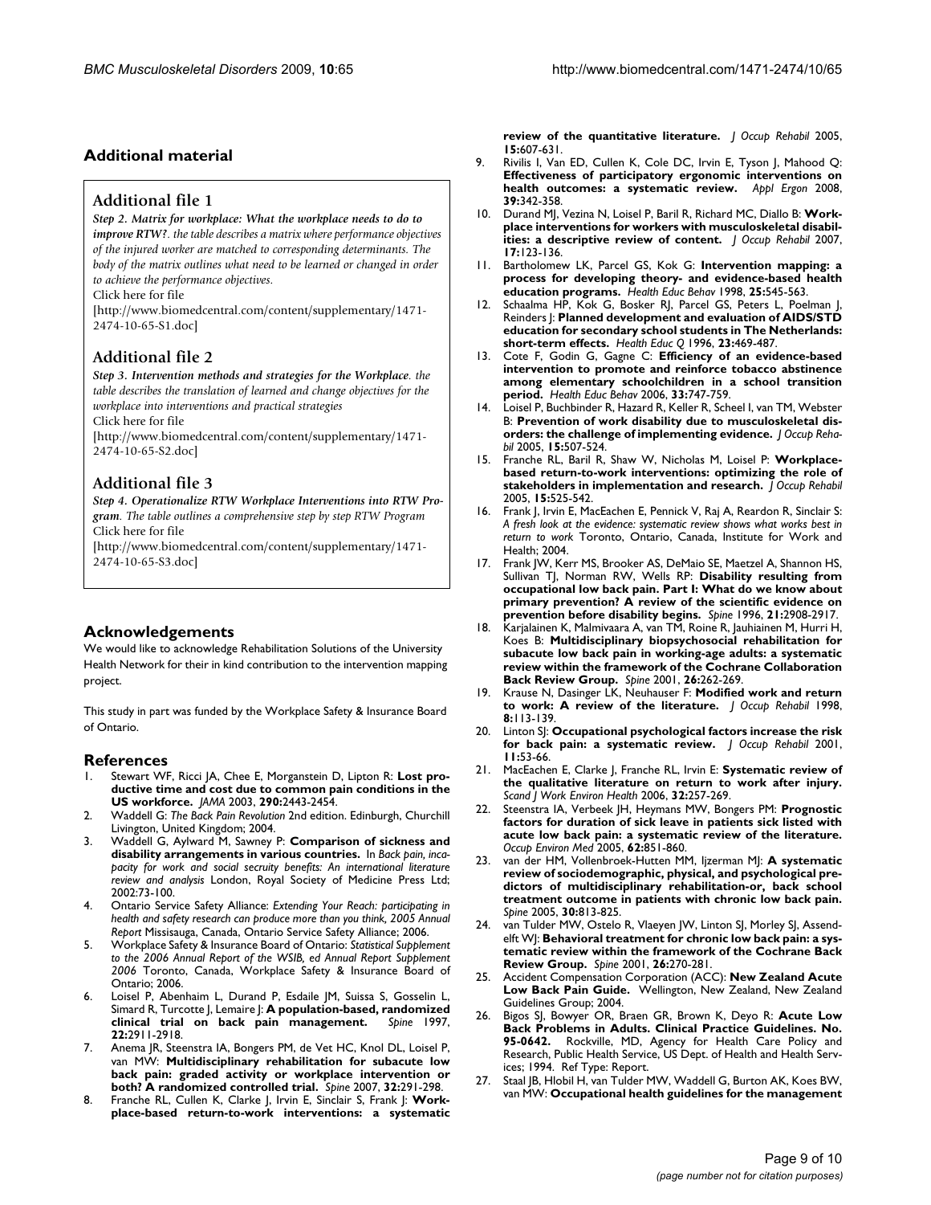## Additional material

### Additional file 1

*Step 2. Matrix for workplace: What the workplace needs to do to improve RTW?. the table describes a matrix where performance objectives of the injured worker are matched to corresponding determinants. The body of the matrix outlines what need to be learned or changed in order to achieve the performance objectives.*
Click here for file
[http://www.biomedcentral.com/content/supplementary/1471-2474-10-65-S1.doc]

### Additional file 2

*Step 3. Intervention methods and strategies for the Workplace. the table describes the translation of learned and change objectives for the workplace into interventions and practical strategies*
Click here for file
[http://www.biomedcentral.com/content/supplementary/1471-2474-10-65-S2.doc]

### Additional file 3

*Step 4. Operationalize RTW Workplace Interventions into RTW Program. The table outlines a comprehensive step by step RTW Program*
Click here for file
[http://www.biomedcentral.com/content/supplementary/1471-2474-10-65-S3.doc]

## Acknowledgements

We would like to acknowledge Rehabilitation Solutions of the University Health Network for their in kind contribution to the intervention mapping project.

This study in part was funded by the Workplace Safety & Insurance Board of Ontario.

## References

1. Stewart WF, Ricci JA, Chee E, Morganstein D, Lipton R: **Lost productive time and cost due to common pain conditions in the US workforce.** *JAMA* 2003, **290:**2443-2454.
2. Waddell G: *The Back Pain Revolution* 2nd edition. Edinburgh, Churchill Livington, United Kingdom; 2004.
3. Waddell G, Aylward M, Sawney P: **Comparison of sickness and disability arrangements in various countries.** In *Back pain, incapacity for work and social secruity benefits: An international literature review and analysis* London, Royal Society of Medicine Press Ltd; 2002:73-100.
4. Ontario Service Safety Alliance: *Extending Your Reach: participating in health and safety research can produce more than you think, 2005 Annual Report* Missisauga, Canada, Ontario Service Safety Alliance; 2006.
5. Workplace Safety & Insurance Board of Ontario: *Statistical Supplement to the 2006 Annual Report of the WSIB, ed Annual Report Supplement 2006* Toronto, Canada, Workplace Safety & Insurance Board of Ontario; 2006.
6. Loisel P, Abenhaim L, Durand P, Esdaile JM, Suissa S, Gosselin L, Simard R, Turcotte J, Lemaire J: **A population-based, randomized clinical trial on back pain management.** *Spine* 1997, **22:**2911-2918.
7. Anema JR, Steenstra IA, Bongers PM, de Vet HC, Knol DL, Loisel P, van MW: **Multidisciplinary rehabilitation for subacute low back pain: graded activity or workplace intervention or both? A randomized controlled trial.** *Spine* 2007, **32:**291-298.
8. Franche RL, Cullen K, Clarke J, Irvin E, Sinclair S, Frank J: **Workplace-based return-to-work interventions: a systematic review of the quantitative literature.** *J Occup Rehabil* 2005, **15:**607-631.
9. Rivilis I, Van ED, Cullen K, Cole DC, Irvin E, Tyson J, Mahood Q: **Effectiveness of participatory ergonomic interventions on health outcomes: a systematic review.** *Appl Ergon* 2008, **39:**342-358.
10. Durand MJ, Vezina N, Loisel P, Baril R, Richard MC, Diallo B: **Workplace interventions for workers with musculoskeletal disabilities: a descriptive review of content.** *J Occup Rehabil* 2007, **17:**123-136.
11. Bartholomew LK, Parcel GS, Kok G: **Intervention mapping: a process for developing theory- and evidence-based health education programs.** *Health Educ Behav* 1998, **25:**545-563.
12. Schaalma HP, Kok G, Bosker RJ, Parcel GS, Peters L, Poelman J, Reinders J: **Planned development and evaluation of AIDS/STD education for secondary school students in The Netherlands: short-term effects.** *Health Educ Q* 1996, **23:**469-487.
13. Cote F, Godin G, Gagne C: **Efficiency of an evidence-based intervention to promote and reinforce tobacco abstinence among elementary schoolchildren in a school transition period.** *Health Educ Behav* 2006, **33:**747-759.
14. Loisel P, Buchbinder R, Hazard R, Keller R, Scheel I, van TM, Webster B: **Prevention of work disability due to musculoskeletal disorders: the challenge of implementing evidence.** *J Occup Rehabil* 2005, **15:**507-524.
15. Franche RL, Baril R, Shaw W, Nicholas M, Loisel P: **Workplace-based return-to-work interventions: optimizing the role of stakeholders in implementation and research.** *J Occup Rehabil* 2005, **15:**525-542.
16. Frank J, Irvin E, MacEachen E, Pennick V, Raj A, Reardon R, Sinclair S: *A fresh look at the evidence: systematic review shows what works best in return to work* Toronto, Ontario, Canada, Institute for Work and Health; 2004.
17. Frank JW, Kerr MS, Brooker AS, DeMaio SE, Maetzel A, Shannon HS, Sullivan TJ, Norman RW, Wells RP: **Disability resulting from occupational low back pain. Part I: What do we know about primary prevention? A review of the scientific evidence on prevention before disability begins.** *Spine* 1996, **21:**2908-2917.
18. Karjalainen K, Malmivaara A, van TM, Roine R, Jauhiainen M, Hurri H, Koes B: **Multidisciplinary biopsychosocial rehabilitation for subacute low back pain in working-age adults: a systematic review within the framework of the Cochrane Collaboration Back Review Group.** *Spine* 2001, **26:**262-269.
19. Krause N, Dasinger LK, Neuhauser F: **Modified work and return to work: A review of the literature.** *J Occup Rehabil* 1998, **8:**113-139.
20. Linton SJ: **Occupational psychological factors increase the risk for back pain: a systematic review.** *J Occup Rehabil* 2001, **11:**53-66.
21. MacEachen E, Clarke J, Franche RL, Irvin E: **Systematic review of the qualitative literature on return to work after injury.** *Scand J Work Environ Health* 2006, **32:**257-269.
22. Steenstra IA, Verbeek JH, Heymans MW, Bongers PM: **Prognostic factors for duration of sick leave in patients sick listed with acute low back pain: a systematic review of the literature.** *Occup Environ Med* 2005, **62:**851-860.
23. van der HM, Vollenbroek-Hutten MM, Ijzerman MJ: **A systematic review of sociodemographic, physical, and psychological predictors of multidisciplinary rehabilitation-or, back school treatment outcome in patients with chronic low back pain.** *Spine* 2005, **30:**813-825.
24. van Tulder MW, Ostelo R, Vlaeyen JW, Linton SJ, Morley SJ, Assendelft WJ: **Behavioral treatment for chronic low back pain: a systematic review within the framework of the Cochrane Back Review Group.** *Spine* 2001, **26:**270-281.
25. Accident Compensation Corporation (ACC): **New Zealand Acute Low Back Pain Guide.** Wellington, New Zealand, New Zealand Guidelines Group; 2004.
26. Bigos SJ, Bowyer OR, Braen GR, Brown K, Deyo R: **Acute Low Back Problems in Adults. Clinical Practice Guidelines. No. 95-0642.** Rockville, MD, Agency for Health Care Policy and Research, Public Health Service, US Dept. of Health and Health Services; 1994. Ref Type: Report.
27. Staal JB, Hlobil H, van Tulder MW, Waddell G, Burton AK, Koes BW, van MW: **Occupational health guidelines for the management**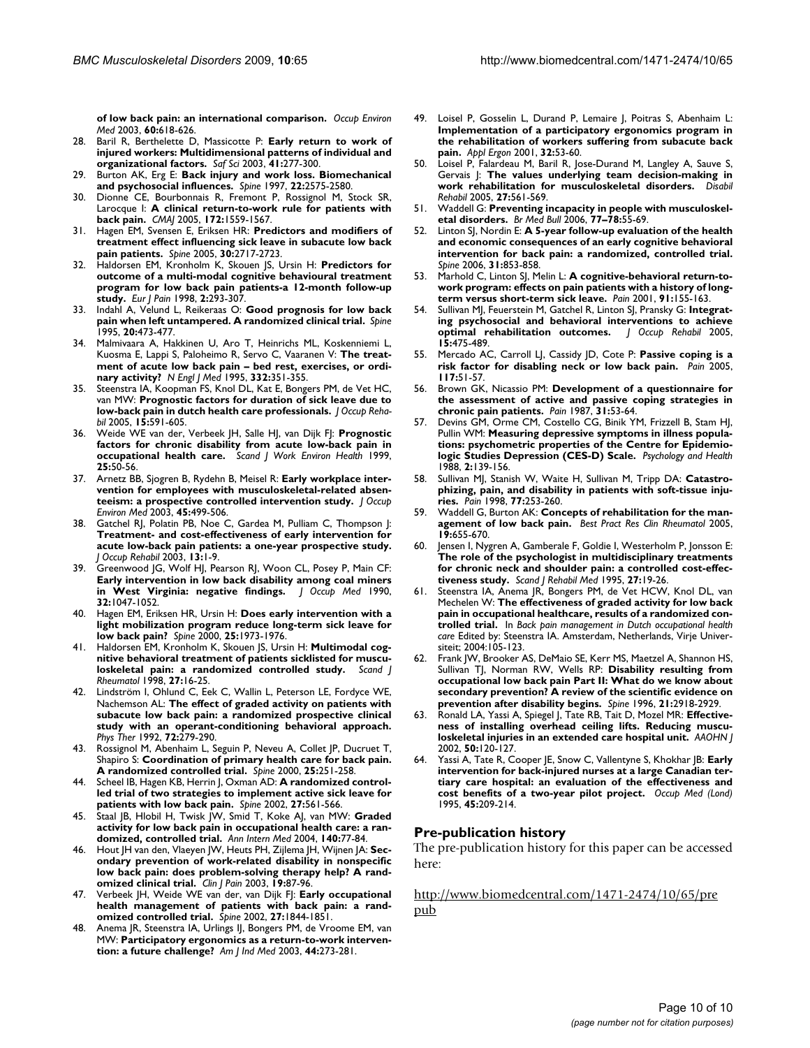of low back pain: an international comparison. *Occup Environ Med* 2003, **60:**618-626.

28. Baril R, Berthelette D, Massicotte P: **Early return to work of injured workers: Multidimensional patterns of individual and organizational factors.** *Saf Sci* 2003, **41:**277-300.
29. Burton AK, Erg E: **Back injury and work loss. Biomechanical and psychosocial influences.** *Spine* 1997, **22:**2575-2580.
30. Dionne CE, Bourbonnais R, Fremont P, Rossignol M, Stock SR, Larocque I: **A clinical return-to-work rule for patients with back pain.** *CMAJ* 2005, **172:**1559-1567.
31. Hagen EM, Svensen E, Eriksen HR: **Predictors and modifiers of treatment effect influencing sick leave in subacute low back pain patients.** *Spine* 2005, **30:**2717-2723.
32. Haldorsen EM, Kronholm K, Skouen JS, Ursin H: **Predictors for outcome of a multi-modal cognitive behavioural treatment program for low back pain patients-a 12-month follow-up study.** *Eur J Pain* 1998, **2:**293-307.
33. Indahl A, Velund L, Reikeraas O: **Good prognosis for low back pain when left untampered. A randomized clinical trial.** *Spine* 1995, **20:**473-477.
34. Malmivaara A, Hakkinen U, Aro T, Heinrichs ML, Koskenniemi L, Kuosma E, Lappi S, Paloheimo R, Servo C, Vaaranen V: **The treatment of acute low back pain – bed rest, exercises, or ordinary activity?** *N Engl J Med* 1995, **332:**351-355.
35. Steenstra IA, Koopman FS, Knol DL, Kat E, Bongers PM, de Vet HC, van MW: **Prognostic factors for duration of sick leave due to low-back pain in dutch health care professionals.** *J Occup Rehabil* 2005, **15:**591-605.
36. Weide WE van der, Verbeek JH, Salle HJ, van Dijk FJ: **Prognostic factors for chronic disability from acute low-back pain in occupational health care.** *Scand J Work Environ Health* 1999, **25:**50-56.
37. Arnetz BB, Sjogren B, Rydehn B, Meisel R: **Early workplace intervention for employees with musculoskeletal-related absenteeism: a prospective controlled intervention study.** *J Occup Environ Med* 2003, **45:**499-506.
38. Gatchel RJ, Polatin PB, Noe C, Gardea M, Pulliam C, Thompson J: **Treatment- and cost-effectiveness of early intervention for acute low-back pain patients: a one-year prospective study.** *J Occup Rehabil* 2003, **13:**1-9.
39. Greenwood JG, Wolf HJ, Pearson RJ, Woon CL, Posey P, Main CF: **Early intervention in low back disability among coal miners in West Virginia: negative findings.** *J Occup Med* 1990, **32:**1047-1052.
40. Hagen EM, Eriksen HR, Ursin H: **Does early intervention with a light mobilization program reduce long-term sick leave for low back pain?** *Spine* 2000, **25:**1973-1976.
41. Haldorsen EM, Kronholm K, Skouen JS, Ursin H: **Multimodal cognitive behavioral treatment of patients sicklisted for musculoskeletal pain: a randomized controlled study.** *Scand J Rheumatol* 1998, **27:**16-25.
42. Lindström I, Ohlund C, Eek C, Wallin L, Peterson LE, Fordyce WE, Nachemson AL: **The effect of graded activity on patients with subacute low back pain: a randomized prospective clinical study with an operant-conditioning behavioral approach.** *Phys Ther* 1992, **72:**279-290.
43. Rossignol M, Abenhaim L, Seguin P, Neveu A, Collet JP, Ducruet T, Shapiro S: **Coordination of primary health care for back pain. A randomized controlled trial.** *Spine* 2000, **25:**251-258.
44. Scheel IB, Hagen KB, Herrin J, Oxman AD: **A randomized controlled trial of two strategies to implement active sick leave for patients with low back pain.** *Spine* 2002, **27:**561-566.
45. Staal JB, Hlobil H, Twisk JW, Smid T, Koke AJ, van MW: **Graded activity for low back pain in occupational health care: a randomized, controlled trial.** *Ann Intern Med* 2004, **140:**77-84.
46. Hout JH van den, Vlaeyen JW, Heuts PH, Zijlema JH, Wijnen JA: **Secondary prevention of work-related disability in nonspecific low back pain: does problem-solving therapy help? A randomized clinical trial.** *Clin J Pain* 2003, **19:**87-96.
47. Verbeek JH, Weide WE van der, van Dijk FJ: **Early occupational health management of patients with back pain: a randomized controlled trial.** *Spine* 2002, **27:**1844-1851.
48. Anema JR, Steenstra IA, Urlings IJ, Bongers PM, de Vroome EM, van MW: **Participatory ergonomics as a return-to-work intervention: a future challenge?** *Am J Ind Med* 2003, **44:**273-281.
49. Loisel P, Gosselin L, Durand P, Lemaire J, Poitras S, Abenhaim L: **Implementation of a participatory ergonomics program in the rehabilitation of workers suffering from subacute back pain.** *Appl Ergon* 2001, **32:**53-60.
50. Loisel P, Falardeau M, Baril R, Jose-Durand M, Langley A, Sauve S, Gervais J: **The values underlying team decision-making in work rehabilitation for musculoskeletal disorders.** *Disabil Rehabil* 2005, **27:**561-569.
51. Waddell G: **Preventing incapacity in people with musculoskeletal disorders.** *Br Med Bull* 2006, **77–78:**55-69.
52. Linton SJ, Nordin E: **A 5-year follow-up evaluation of the health and economic consequences of an early cognitive behavioral intervention for back pain: a randomized, controlled trial.** *Spine* 2006, **31:**853-858.
53. Marhold C, Linton SJ, Melin L: **A cognitive-behavioral return-to-work program: effects on pain patients with a history of long-term versus short-term sick leave.** *Pain* 2001, **91:**155-163.
54. Sullivan MJ, Feuerstein M, Gatchel R, Linton SJ, Pransky G: **Integrating psychosocial and behavioral interventions to achieve optimal rehabilitation outcomes.** *J Occup Rehabil* 2005, **15:**475-489.
55. Mercado AC, Carroll LJ, Cassidy JD, Cote P: **Passive coping is a risk factor for disabling neck or low back pain.** *Pain* 2005, **117:**51-57.
56. Brown GK, Nicassio PM: **Development of a questionnaire for the assessment of active and passive coping strategies in chronic pain patients.** *Pain* 1987, **31:**53-64.
57. Devins GM, Orme CM, Costello CG, Binik YM, Frizzell B, Stam HJ, Pullin WM: **Measuring depressive symptoms in illness populations: psychometric properties of the Centre for Epidemiologic Studies Depression (CES-D) Scale.** *Psychology and Health* 1988, **2:**139-156.
58. Sullivan MJ, Stanish W, Waite H, Sullivan M, Tripp DA: **Catastrophizing, pain, and disability in patients with soft-tissue injuries.** *Pain* 1998, **77:**253-260.
59. Waddell G, Burton AK: **Concepts of rehabilitation for the management of low back pain.** *Best Pract Res Clin Rheumatol* 2005, **19:**655-670.
60. Jensen I, Nygren A, Gamberale F, Goldie I, Westerholm P, Jonsson E: **The role of the psychologist in multidisciplinary treatments for chronic neck and shoulder pain: a controlled cost-effectiveness study.** *Scand J Rehabil Med* 1995, **27:**19-26.
61. Steenstra IA, Anema JR, Bongers PM, de Vet HCW, Knol DL, van Mechelen W: **The effectiveness of graded activity for low back pain in occupational healthcare, results of a randomized controlled trial.** In *Back pain management in Dutch occupational health care* Edited by: Steenstra IA. Amsterdam, Netherlands, Virje Universiteit; 2004:105-123.
62. Frank JW, Brooker AS, DeMaio SE, Kerr MS, Maetzel A, Shannon HS, Sullivan TJ, Norman RW, Wells RP: **Disability resulting from occupational low back pain Part II: What do we know about secondary prevention? A review of the scientific evidence on prevention after disability begins.** *Spine* 1996, **21:**2918-2929.
63. Ronald LA, Yassi A, Spiegel J, Tate RB, Tait D, Mozel MR: **Effectiveness of installing overhead ceiling lifts. Reducing musculoskeletal injuries in an extended care hospital unit.** *AAOHN J* 2002, **50:**120-127.
64. Yassi A, Tate R, Cooper JE, Snow C, Vallentyne S, Khokhar JB: **Early intervention for back-injured nurses at a large Canadian tertiary care hospital: an evaluation of the effectiveness and cost benefits of a two-year pilot project.** *Occup Med (Lond)* 1995, **45:**209-214.

## Pre-publication history

The pre-publication history for this paper can be accessed here:

http://www.biomedcentral.com/1471-2474/10/65/prepub